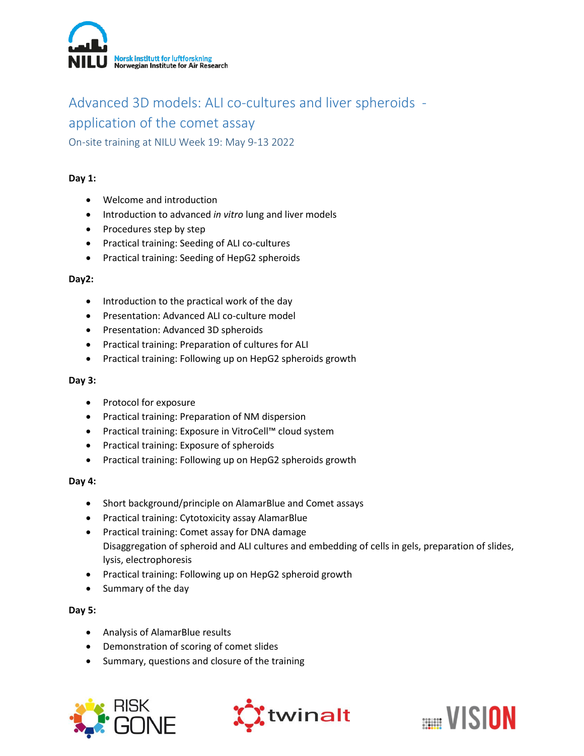Norsk institutt for luftforskning
Norwegian Institute for Air Research

# Advanced 3D models: ALI co-cultures and liver spheroids - application of the comet assay

## On-site training at NILU Week 19: May 9-13 2022

**Day 1:**

- Welcome and introduction
- Introduction to advanced *in vitro* lung and liver models
- Procedures step by step
- Practical training: Seeding of ALI co-cultures
- Practical training: Seeding of HepG2 spheroids

**Day2:**

- Introduction to the practical work of the day
- Presentation: Advanced ALI co-culture model
- Presentation: Advanced 3D spheroids
- Practical training: Preparation of cultures for ALI
- Practical training: Following up on HepG2 spheroids growth

**Day 3:**

- Protocol for exposure
- Practical training: Preparation of NM dispersion
- Practical training: Exposure in VitroCell™ cloud system
- Practical training: Exposure of spheroids
- Practical training: Following up on HepG2 spheroids growth

**Day 4:**

- Short background/principle on AlamarBlue and Comet assays
- Practical training: Cytotoxicity assay AlamarBlue
- Practical training: Comet assay for DNA damage
  Disaggregation of spheroid and ALI cultures and embedding of cells in gels, preparation of slides, lysis, electrophoresis
- Practical training: Following up on HepG2 spheroid growth
- Summary of the day

**Day 5:**

- Analysis of AlamarBlue results
- Demonstration of scoring of comet slides
- Summary, questions and closure of the training

RISK GONE twinalt VISION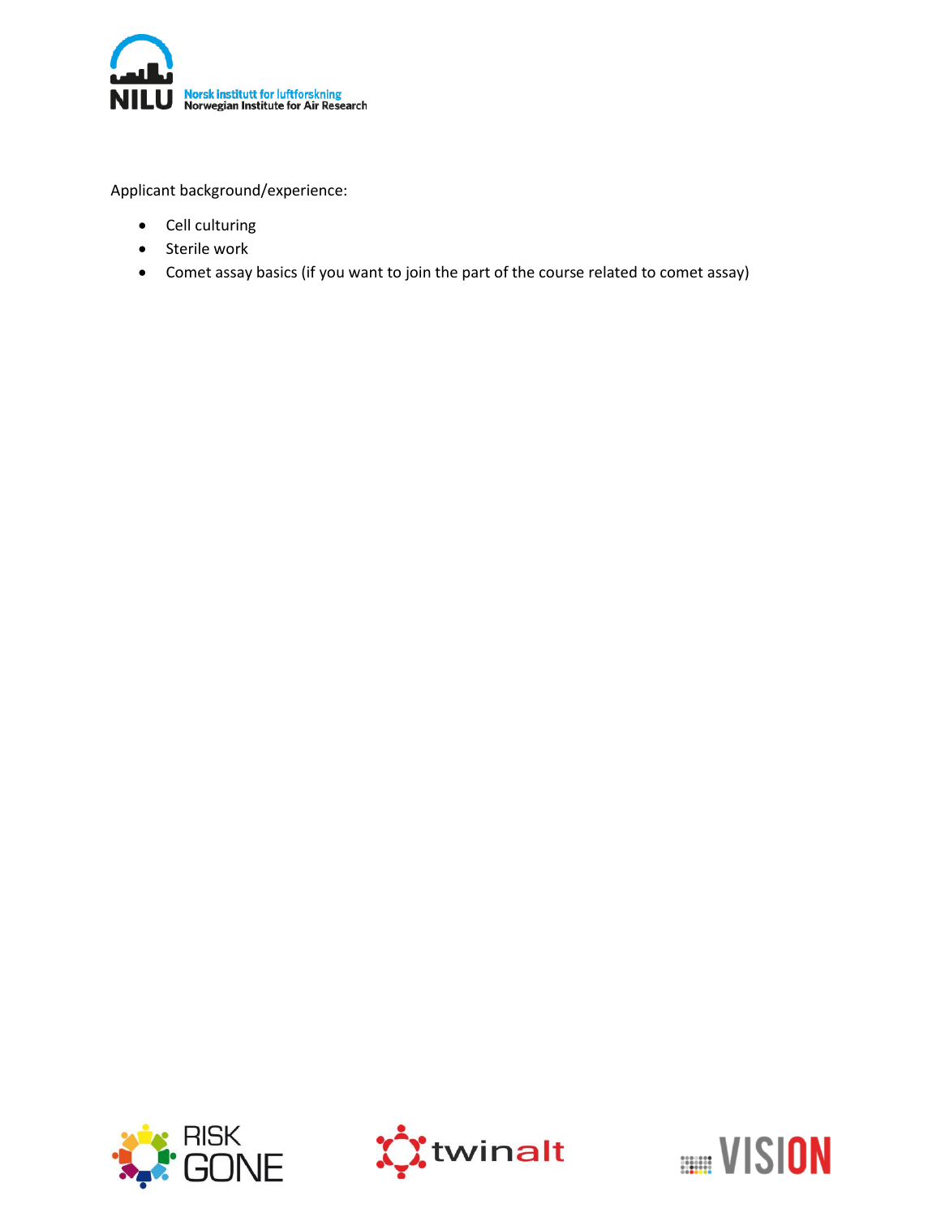Applicant background/experience:

- Cell culturing
- Sterile work
- Comet assay basics (if you want to join the part of the course related to comet assay)